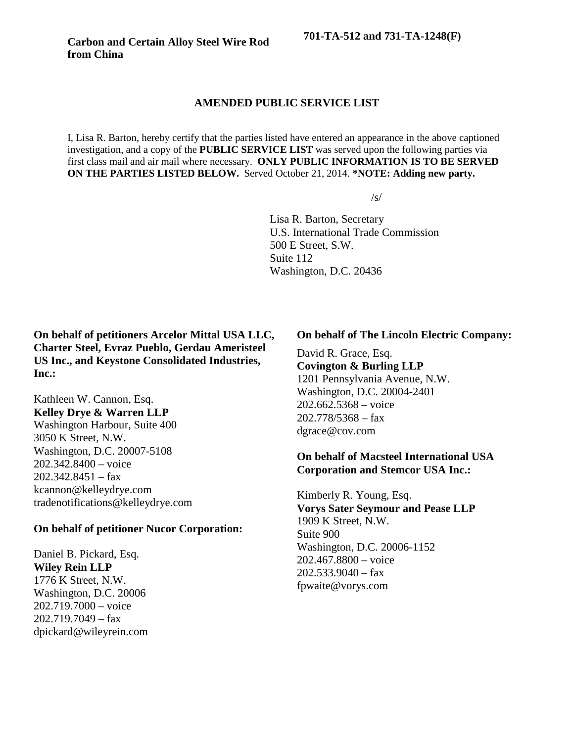**Carbon and Certain Alloy Steel Wire Rod from China**

**701-TA-512 and 731-TA-1248(F)**

## AMENDED PUBLIC SERVICE LIST

I, Lisa R. Barton, hereby certify that the parties listed have entered an appearance in the above captioned investigation, and a copy of the **PUBLIC SERVICE LIST** was served upon the following parties via first class mail and air mail where necessary. **ONLY PUBLIC INFORMATION IS TO BE SERVED ON THE PARTIES LISTED BELOW.** Served October 21, 2014. ***NOTE: Adding new party.**

/s/

Lisa R. Barton, Secretary
U.S. International Trade Commission
500 E Street, S.W.
Suite 112
Washington, D.C. 20436

**On behalf of petitioners Arcelor Mittal USA LLC, Charter Steel, Evraz Pueblo, Gerdau Ameristeel US Inc., and Keystone Consolidated Industries, Inc.:**

Kathleen W. Cannon, Esq.
**Kelley Drye & Warren LLP**
Washington Harbour, Suite 400
3050 K Street, N.W.
Washington, D.C. 20007-5108
202.342.8400 – voice
202.342.8451 – fax
kcannon@kelleydrye.com
tradenotifications@kelleydrye.com

**On behalf of petitioner Nucor Corporation:**

Daniel B. Pickard, Esq.
**Wiley Rein LLP**
1776 K Street, N.W.
Washington, D.C. 20006
202.719.7000 – voice
202.719.7049 – fax
dpickard@wileyrein.com

**On behalf of The Lincoln Electric Company:**

David R. Grace, Esq.
**Covington & Burling LLP**
1201 Pennsylvania Avenue, N.W.
Washington, D.C. 20004-2401
202.662.5368 – voice
202.778/5368 – fax
dgrace@cov.com

**On behalf of Macsteel International USA Corporation and Stemcor USA Inc.:**

Kimberly R. Young, Esq.
**Vorys Sater Seymour and Pease LLP**
1909 K Street, N.W.
Suite 900
Washington, D.C. 20006-1152
202.467.8800 – voice
202.533.9040 – fax
fpwaite@vorys.com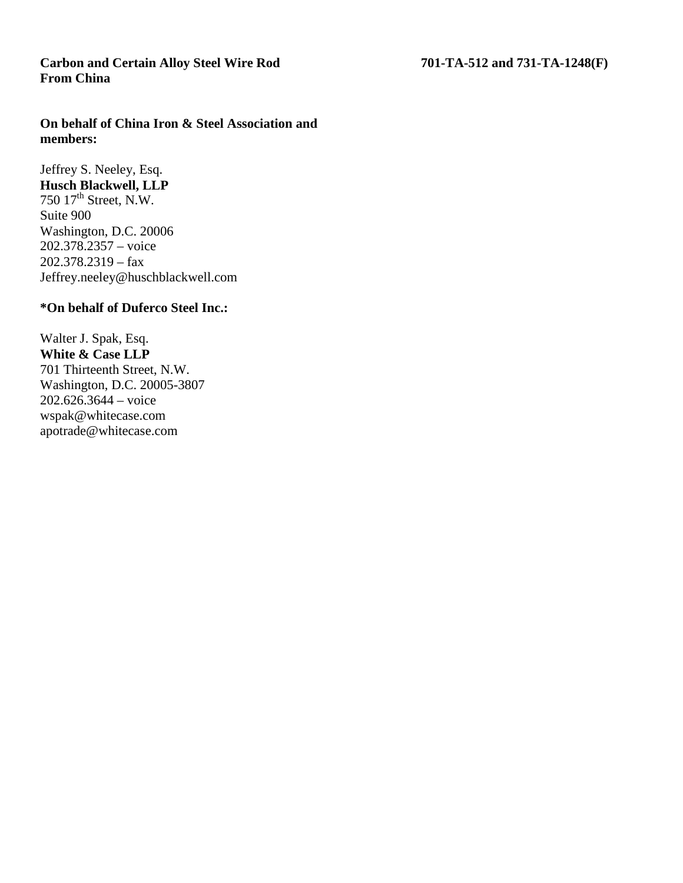**Carbon and Certain Alloy Steel Wire Rod From China** **701-TA-512 and 731-TA-1248(F)**

**On behalf of China Iron & Steel Association and members:**

Jeffrey S. Neeley, Esq.
**Husch Blackwell, LLP**
750 17th Street, N.W.
Suite 900
Washington, D.C. 20006
202.378.2357 – voice
202.378.2319 – fax
Jeffrey.neeley@huschblackwell.com

**\*On behalf of Duferco Steel Inc.:**

Walter J. Spak, Esq.
**White & Case LLP**
701 Thirteenth Street, N.W.
Washington, D.C. 20005-3807
202.626.3644 – voice
wspak@whitecase.com
apotrade@whitecase.com